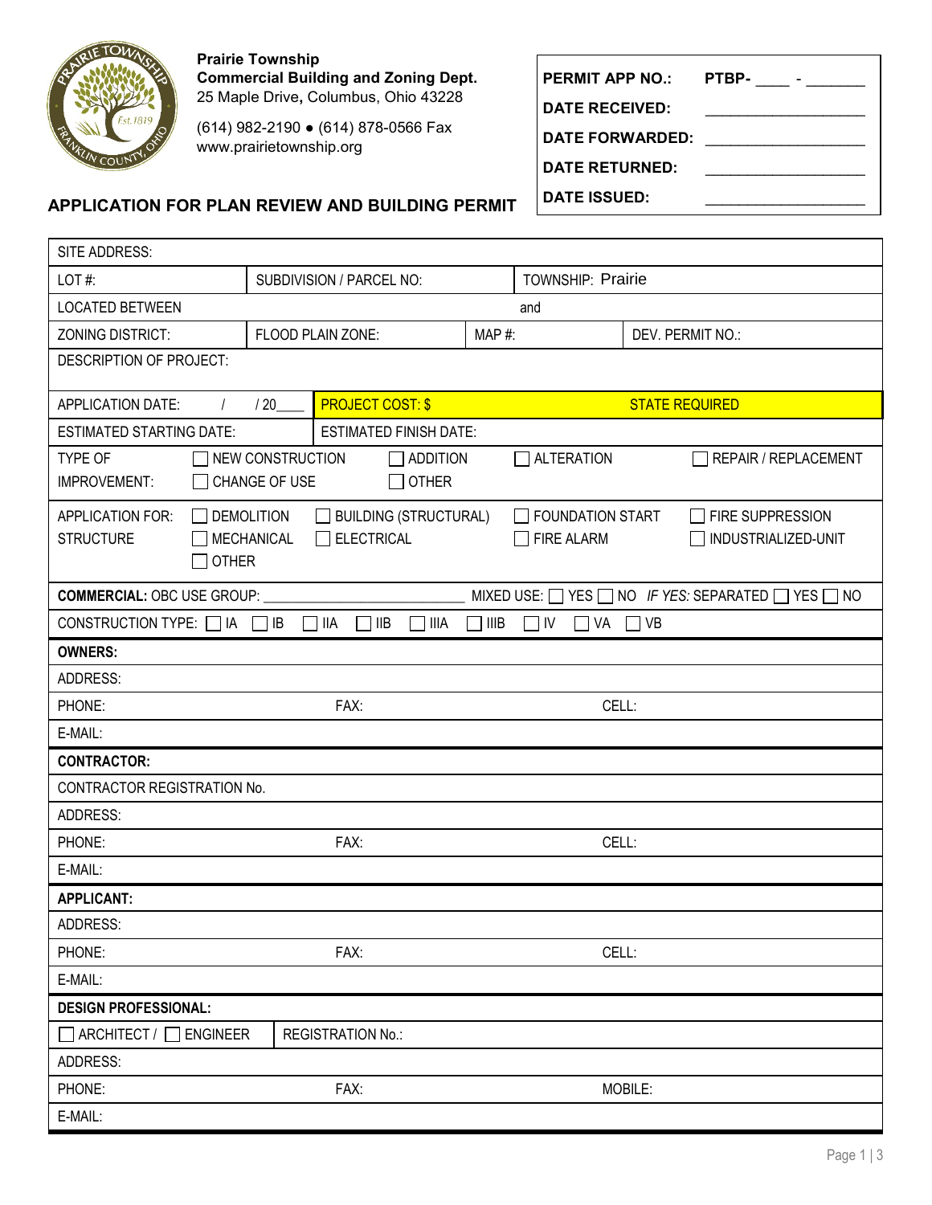**Prairie Township**
**Commercial Building and Zoning Dept.**
25 Maple Drive, Columbus, Ohio 43228

(614) 982-2190 ● (614) 878-0566 Fax
www.prairietownship.org

| | |
|---|---|
| **PERMIT APP NO.:** | **PTBP-** ____ - _______ |
| **DATE RECEIVED:** | __________________ |
| **DATE FORWARDED:** | __________________ |
| **DATE RETURNED:** | __________________ |
| **DATE ISSUED:** | __________________ |

## APPLICATION FOR PLAN REVIEW AND BUILDING PERMIT

| | | | |
|---|---|---|---|
| SITE ADDRESS: | | | |
| LOT #: | SUBDIVISION / PARCEL NO: | TOWNSHIP: Prairie | |
| LOCATED BETWEEN | and | | |
| ZONING DISTRICT: | FLOOD PLAIN ZONE: | MAP #: | DEV. PERMIT NO.: |
| DESCRIPTION OF PROJECT: | | | |
| APPLICATION DATE: / / 20____ | PROJECT COST: $ | STATE REQUIRED | |
| ESTIMATED STARTING DATE: | ESTIMATED FINISH DATE: | | |
| TYPE OF IMPROVEMENT: | ☐ NEW CONSTRUCTION ☐ CHANGE OF USE | ☐ ADDITION ☐ OTHER | ☐ ALTERATION ☐ REPAIR / REPLACEMENT |
| APPLICATION FOR: STRUCTURE | ☐ DEMOLITION ☐ MECHANICAL ☐ OTHER | ☐ BUILDING (STRUCTURAL) ☐ ELECTRICAL | ☐ FOUNDATION START ☐ FIRE ALARM ☐ FIRE SUPPRESSION ☐ INDUSTRIALIZED-UNIT |
| **COMMERCIAL:** OBC USE GROUP: ______________________ | MIXED USE: ☐ YES ☐ NO *IF YES:* SEPARATED ☐ YES ☐ NO | | |
| CONSTRUCTION TYPE: ☐ IA ☐ IB ☐ IIA ☐ IIB ☐ IIIA ☐ IIIB ☐ IV ☐ VA ☐ VB | | | |

| | | |
|---|---|---|
| **OWNERS:** | | |
| ADDRESS: | | |
| PHONE: | FAX: | CELL: |
| E-MAIL: | | |
| **CONTRACTOR:** | | |
| CONTRACTOR REGISTRATION No. | | |
| ADDRESS: | | |
| PHONE: | FAX: | CELL: |
| E-MAIL: | | |
| **APPLICANT:** | | |
| ADDRESS: | | |
| PHONE: | FAX: | CELL: |
| E-MAIL: | | |
| **DESIGN PROFESSIONAL:** | | |
| ☐ ARCHITECT / ☐ ENGINEER | REGISTRATION No.: | |
| ADDRESS: | | |
| PHONE: | FAX: | MOBILE: |
| E-MAIL: | | |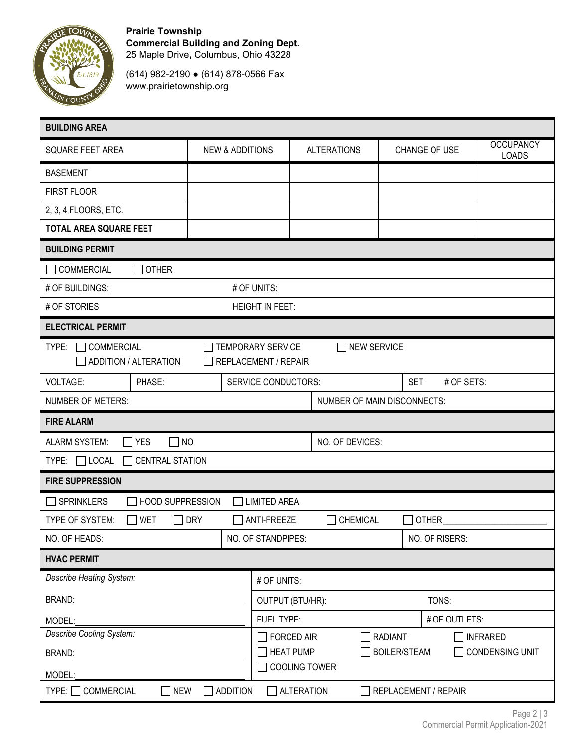**Prairie Township**
**Commercial Building and Zoning Dept.**
25 Maple Drive, Columbus, Ohio 43228

(614) 982-2190 ● (614) 878-0566 Fax
www.prairietownship.org

## BUILDING AREA

| SQUARE FEET AREA | NEW & ADDITIONS | ALTERATIONS | CHANGE OF USE | OCCUPANCY LOADS |
|---|---|---|---|---|
| BASEMENT | | | | |
| FIRST FLOOR | | | | |
| 2, 3, 4 FLOORS, ETC. | | | | |
| **TOTAL AREA SQUARE FEET** | | | | |

## BUILDING PERMIT

☐ COMMERCIAL ☐ OTHER

# OF BUILDINGS: # OF UNITS:

# OF STORIES HEIGHT IN FEET:

## ELECTRICAL PERMIT

TYPE: ☐ COMMERCIAL ☐ TEMPORARY SERVICE ☐ NEW SERVICE
☐ ADDITION / ALTERATION ☐ REPLACEMENT / REPAIR

| VOLTAGE: | PHASE: | SERVICE CONDUCTORS: | SET # OF SETS: |
|---|---|---|---|

NUMBER OF METERS: NUMBER OF MAIN DISCONNECTS:

## FIRE ALARM

ALARM SYSTEM: ☐ YES ☐ NO NO. OF DEVICES:

TYPE: ☐ LOCAL ☐ CENTRAL STATION

## FIRE SUPPRESSION

☐ SPRINKLERS ☐ HOOD SUPPRESSION ☐ LIMITED AREA

TYPE OF SYSTEM: ☐ WET ☐ DRY ☐ ANTI-FREEZE ☐ CHEMICAL ☐ OTHER__________

NO. OF HEADS: NO. OF STANDPIPES: NO. OF RISERS:

## HVAC PERMIT

*Describe Heating System:*

BRAND:__________

MODEL:__________

# OF UNITS:

OUTPUT (BTU/HR): TONS:

FUEL TYPE: # OF OUTLETS:

*Describe Cooling System:*

BRAND:__________

MODEL:__________

☐ FORCED AIR ☐ RADIANT ☐ INFRARED
☐ HEAT PUMP ☐ BOILER/STEAM ☐ CONDENSING UNIT
☐ COOLING TOWER

TYPE: ☐ COMMERCIAL ☐ NEW ☐ ADDITION ☐ ALTERATION ☐ REPLACEMENT / REPAIR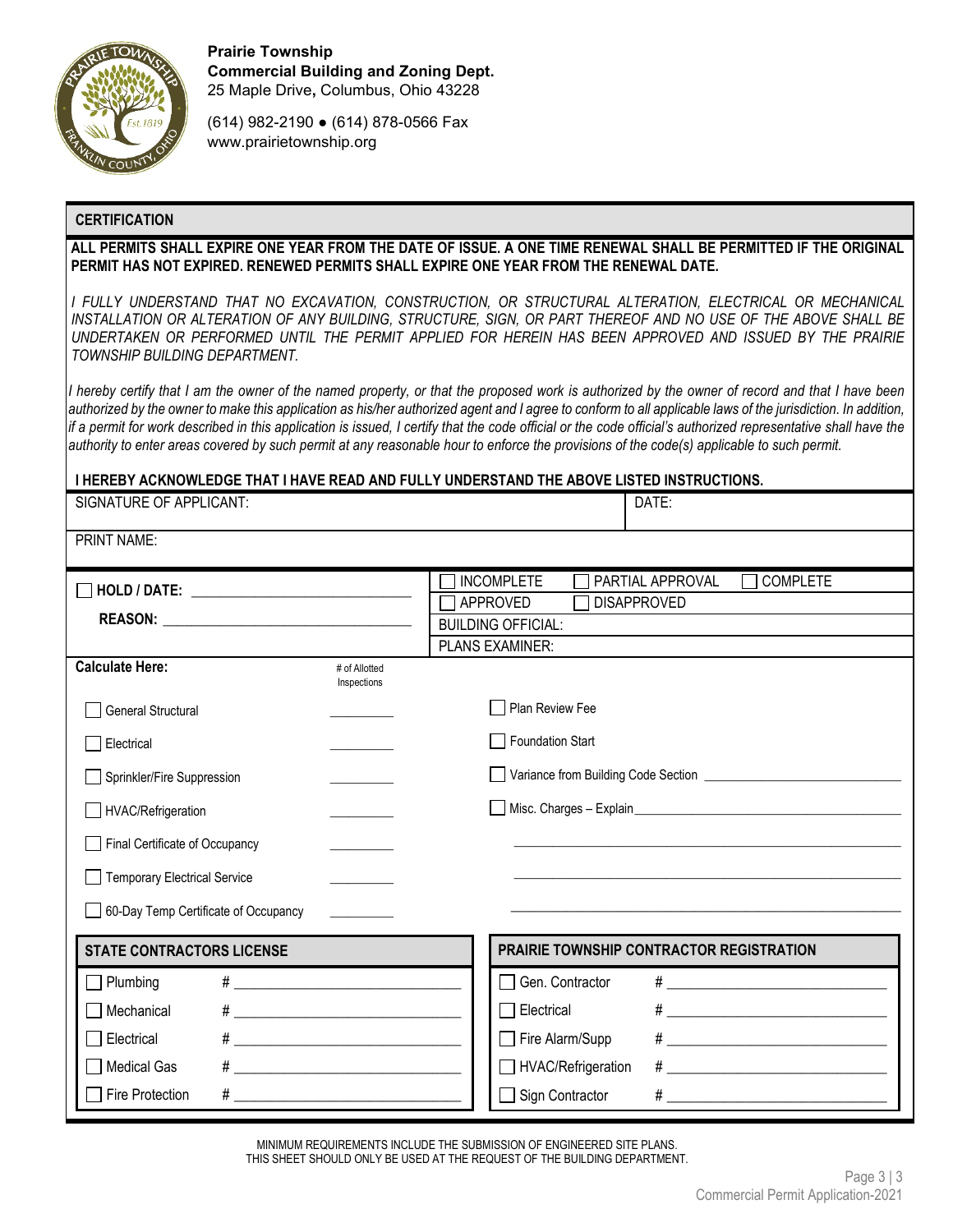**Prairie Township**
**Commercial Building and Zoning Dept.**
25 Maple Drive, Columbus, Ohio 43228

(614) 982-2190 ● (614) 878-0566 Fax
www.prairietownship.org

## CERTIFICATION

**ALL PERMITS SHALL EXPIRE ONE YEAR FROM THE DATE OF ISSUE. A ONE TIME RENEWAL SHALL BE PERMITTED IF THE ORIGINAL PERMIT HAS NOT EXPIRED. RENEWED PERMITS SHALL EXPIRE ONE YEAR FROM THE RENEWAL DATE.**

*I FULLY UNDERSTAND THAT NO EXCAVATION, CONSTRUCTION, OR STRUCTURAL ALTERATION, ELECTRICAL OR MECHANICAL INSTALLATION OR ALTERATION OF ANY BUILDING, STRUCTURE, SIGN, OR PART THEREOF AND NO USE OF THE ABOVE SHALL BE UNDERTAKEN OR PERFORMED UNTIL THE PERMIT APPLIED FOR HEREIN HAS BEEN APPROVED AND ISSUED BY THE PRAIRIE TOWNSHIP BUILDING DEPARTMENT.*

*I hereby certify that I am the owner of the named property, or that the proposed work is authorized by the owner of record and that I have been authorized by the owner to make this application as his/her authorized agent and I agree to conform to all applicable laws of the jurisdiction. In addition, if a permit for work described in this application is issued, I certify that the code official or the code official's authorized representative shall have the authority to enter areas covered by such permit at any reasonable hour to enforce the provisions of the code(s) applicable to such permit.*

**I HEREBY ACKNOWLEDGE THAT I HAVE READ AND FULLY UNDERSTAND THE ABOVE LISTED INSTRUCTIONS.**

| | |
|---|---|
| SIGNATURE OF APPLICANT: | DATE: |
| PRINT NAME: | |

| | |
|---|---|
| ☐ **HOLD / DATE:** ____________________ | ☐ INCOMPLETE ☐ PARTIAL APPROVAL ☐ COMPLETE |
| **REASON:** ____________________ | ☐ APPROVED ☐ DISAPPROVED |
| | BUILDING OFFICIAL: |
| | PLANS EXAMINER: |

**Calculate Here:**

| | # of Allotted Inspections |
|---|---|
| ☐ General Structural | _________ |
| ☐ Electrical | _________ |
| ☐ Sprinkler/Fire Suppression | _________ |
| ☐ HVAC/Refrigeration | _________ |
| ☐ Final Certificate of Occupancy | _________ |
| ☐ Temporary Electrical Service | _________ |
| ☐ 60-Day Temp Certificate of Occupancy | _________ |

- ☐ Plan Review Fee
- ☐ Foundation Start
- ☐ Variance from Building Code Section ____________________
- ☐ Misc. Charges – Explain____________________

____________________

____________________

____________________

| STATE CONTRACTORS LICENSE | | PRAIRIE TOWNSHIP CONTRACTOR REGISTRATION | |
|---|---|---|---|
| ☐ Plumbing | # ____________________ | ☐ Gen. Contractor | # ____________________ |
| ☐ Mechanical | # ____________________ | ☐ Electrical | # ____________________ |
| ☐ Electrical | # ____________________ | ☐ Fire Alarm/Supp | # ____________________ |
| ☐ Medical Gas | # ____________________ | ☐ HVAC/Refrigeration | # ____________________ |
| ☐ Fire Protection | # ____________________ | ☐ Sign Contractor | # ____________________ |

MINIMUM REQUIREMENTS INCLUDE THE SUBMISSION OF ENGINEERED SITE PLANS.
THIS SHEET SHOULD ONLY BE USED AT THE REQUEST OF THE BUILDING DEPARTMENT.